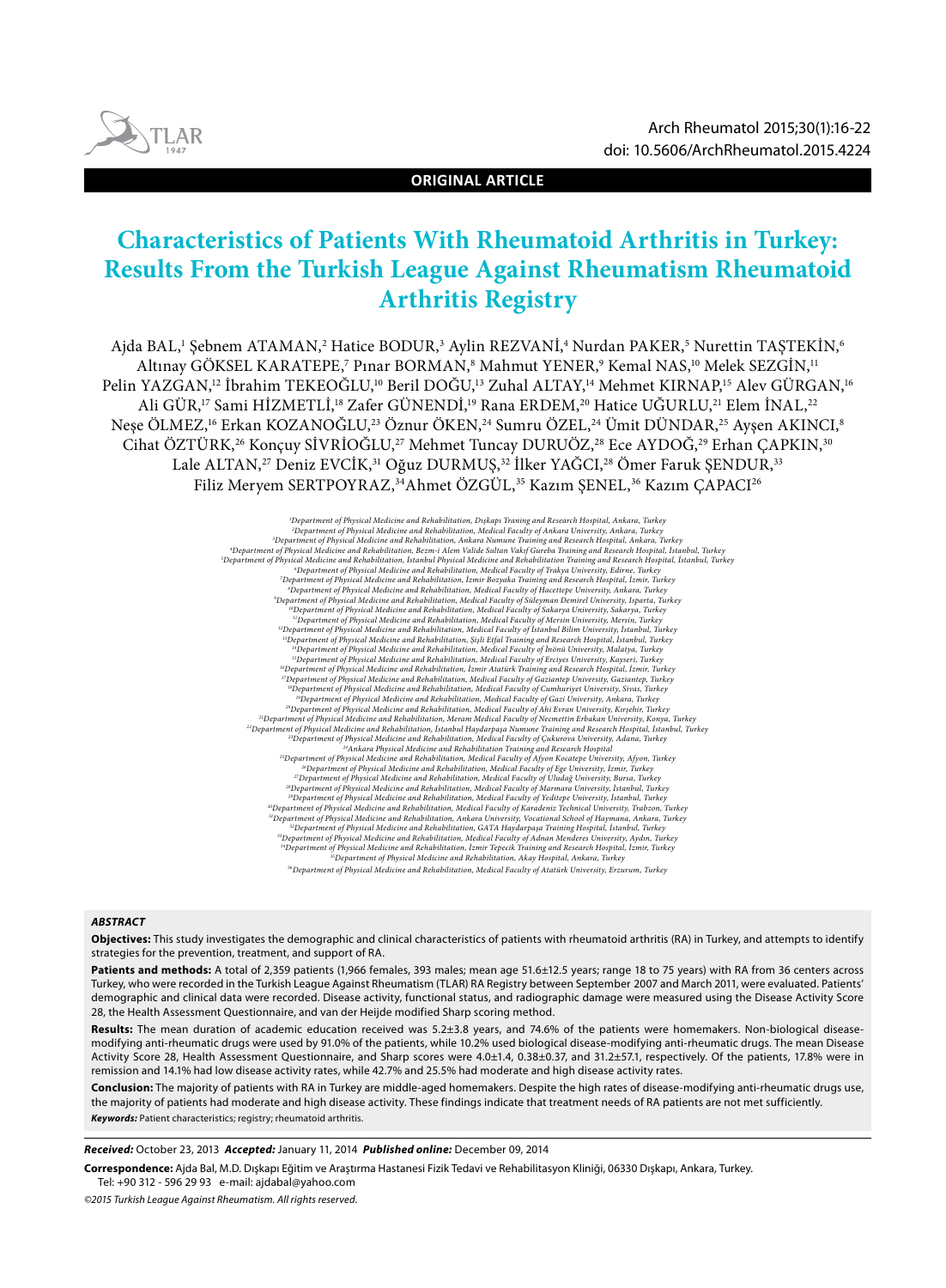ORIGINAL ARTICLE

# Characteristics of Patients With Rheumatoid Arthritis in Turkey: Results From the Turkish League Against Rheumatism Rheumatoid Arthritis Registry

Ajda BAL,[1] Şebnem ATAMAN,[2] Hatice BODUR,[3] Aylin REZVANİ,[4] Nurdan PAKER,[5] Nurettin TAŞTEKİN,[6] Altınay GÖKSEL KARATEPE,[7] Pınar BORMAN,[8] Mahmut YENER,[9] Kemal NAS,[10] Melek SEZGİN,[11] Pelin YAZGAN,[12] İbrahim TEKEOĞLU,[10] Beril DOĞU,[13] Zuhal ALTAY,[14] Mehmet KIRNAP,[15] Alev GÜRGAN,[16] Ali GÜR,[17] Sami HİZMETLİ,[18] Zafer GÜNENDİ,[19] Rana ERDEM,[20] Hatice UĞURLU,[21] Elem İNAL,[22] Neşe ÖLMEZ,[16] Erkan KOZANOĞLU,[23] Öznur ÖKEN,[24] Sumru ÖZEL,[24] Ümit DÜNDAR,[25] Ayşen AKINCI,[8] Cihat ÖZTÜRK,[26] Konçuy SİVRİOĞLU,[27] Mehmet Tuncay DURUÖZ,[28] Ece AYDOĞ,[29] Erhan ÇAPKIN,[30] Lale ALTAN,[27] Deniz EVCİK,[31] Oğuz DURMUŞ,[32] İlker YAĞCI,[28] Ömer Faruk ŞENDUR,[33] Filiz Meryem SERTPOYRAZ,[34] Ahmet ÖZGÜL,[35] Kazım ŞENEL,[36] Kazım ÇAPACI[26]

[1]Department of Physical Medicine and Rehabilitation, Dışkapı Traning and Research Hospital, Ankara, Turkey
[2]Department of Physical Medicine and Rehabilitation, Medical Faculty of Ankara University, Ankara, Turkey
[3]Department of Physical Medicine and Rehabilitation, Ankara Numune Training and Research Hospital, Ankara, Turkey
[4]Department of Physical Medicine and Rehabilitation, Bezm-i Âlem Valide Sultan Vakıf Gureba Training and Research Hospital, İstanbul, Turkey
[5]Department of Physical Medicine and Rehabilitation, İstanbul Physical Medicine and Rehabilitation Training and Research Hospital, İstanbul, Turkey
[6]Department of Physical Medicine and Rehabilitation, Medical Faculty of Trakya University, Edirne, Turkey
[7]Department of Physical Medicine and Rehabilitation, İzmir Bozyaka Training and Research Hospital, İzmir, Turkey
[8]Department of Physical Medicine and Rehabilitation, Medical Faculty of Hacettepe University, Ankara, Turkey
[9]Department of Physical Medicine and Rehabilitation, Medical Faculty of Süleyman Demirel University, Isparta, Turkey
[10]Department of Physical Medicine and Rehabilitation, Medical Faculty of Sakarya University, Sakarya, Turkey
[11]Department of Physical Medicine and Rehabilitation, Medical Faculty of Mersin University, Mersin, Turkey
[12]Department of Physical Medicine and Rehabilitation, Medical Faculty of İstanbul Bilim University, İstanbul, Turkey
[13]Department of Physical Medicine and Rehabilitation, Şişli Etfal Training and Research Hospital, İstanbul, Turkey
[14]Department of Physical Medicine and Rehabilitation, Medical Faculty of İnönü University, Malatya, Turkey
[15]Department of Physical Medicine and Rehabilitation, Medical Faculty of Erciyes University, Kayseri, Turkey
[16]Department of Physical Medicine and Rehabilitation, İzmir Atatürk Training and Research Hospital, İzmir, Turkey
[17]Department of Physical Medicine and Rehabilitation, Medical Faculty of Gaziantep University, Gaziantep, Turkey
[18]Department of Physical Medicine and Rehabilitation, Medical Faculty of Cumhuriyet University, Sivas, Turkey
[19]Department of Physical Medicine and Rehabilitation, Medical Faculty of Gazi University, Ankara, Turkey
[20]Department of Physical Medicine and Rehabilitation, Medical Faculty of Ahi Evran University, Kırşehir, Turkey
[21]Department of Physical Medicine and Rehabilitation, Meram Medical Faculty of Necmettin Erbakan University, Konya, Turkey
[22]Department of Physical Medicine and Rehabilitation, İstanbul Haydarpaşa Numune Training and Research Hospital, İstanbul, Turkey
[23]Department of Physical Medicine and Rehabilitation, Medical Faculty of Çukurova University, Adana, Turkey
[24]Ankara Physical Medicine and Rehabilitation Training and Research Hospital
[25]Department of Physical Medicine and Rehabilitation, Medical Faculty of Afyon Kocatepe University, Afyon, Turkey
[26]Department of Physical Medicine and Rehabilitation, Medical Faculty of Ege University, İzmir, Turkey
[27]Department of Physical Medicine and Rehabilitation, Medical Faculty of Uludağ University, Bursa, Turkey
[28]Department of Physical Medicine and Rehabilitation, Medical Faculty of Marmara University, İstanbul, Turkey
[29]Department of Physical Medicine and Rehabilitation, Medical Faculty of Yeditepe University, İstanbul, Turkey
[30]Department of Physical Medicine and Rehabilitation, Medical Faculty of Karadeniz Technical University, Trabzon, Turkey
[31]Department of Physical Medicine and Rehabilitation, Ankara University, Vocational School of Haymana, Ankara, Turkey
[32]Department of Physical Medicine and Rehabilitation, GATA Haydarpaşa Training Hospital, İstanbul, Turkey
[33]Department of Physical Medicine and Rehabilitation, Medical Faculty of Adnan Menderes University, Aydın, Turkey
[34]Department of Physical Medicine and Rehabilitation, İzmir Tepecik Training and Research Hospital, İzmir, Turkey
[35]Department of Physical Medicine and Rehabilitation, Akay Hospital, Ankara, Turkey
[36]Department of Physical Medicine and Rehabilitation, Medical Faculty of Atatürk University, Erzurum, Turkey

### *ABSTRACT*

**Objectives:** This study investigates the demographic and clinical characteristics of patients with rheumatoid arthritis (RA) in Turkey, and attempts to identify strategies for the prevention, treatment, and support of RA.

**Patients and methods:** A total of 2,359 patients (1,966 females, 393 males; mean age 51.6±12.5 years; range 18 to 75 years) with RA from 36 centers across Turkey, who were recorded in the Turkish League Against Rheumatism (TLAR) RA Registry between September 2007 and March 2011, were evaluated. Patients' demographic and clinical data were recorded. Disease activity, functional status, and radiographic damage were measured using the Disease Activity Score 28, the Health Assessment Questionnaire, and van der Heijde modified Sharp scoring method.

**Results:** The mean duration of academic education received was 5.2±3.8 years, and 74.6% of the patients were homemakers. Non-biological disease-modifying anti-rheumatic drugs were used by 91.0% of the patients, while 10.2% used biological disease-modifying anti-rheumatic drugs. The mean Disease Activity Score 28, Health Assessment Questionnaire, and Sharp scores were 4.0±1.4, 0.38±0.37, and 31.2±57.1, respectively. Of the patients, 17.8% were in remission and 14.1% had low disease activity rates, while 42.7% and 25.5% had moderate and high disease activity rates.

**Conclusion:** The majority of patients with RA in Turkey are middle-aged homemakers. Despite the high rates of disease-modifying anti-rheumatic drugs use, the majority of patients had moderate and high disease activity. These findings indicate that treatment needs of RA patients are not met sufficiently.

***Keywords:*** Patient characteristics; registry; rheumatoid arthritis.

***Received:*** October 23, 2013 ***Accepted:*** January 11, 2014 ***Published online:*** December 09, 2014

**Correspondence:** Ajda Bal, M.D. Dışkapı Eğitim ve Araştırma Hastanesi Fizik Tedavi ve Rehabilitasyon Kliniği, 06330 Dışkapı, Ankara, Turkey.
Tel: +90 312 - 596 29 93 e-mail: ajdabal@yahoo.com

*©2015 Turkish League Against Rheumatism. All rights reserved.*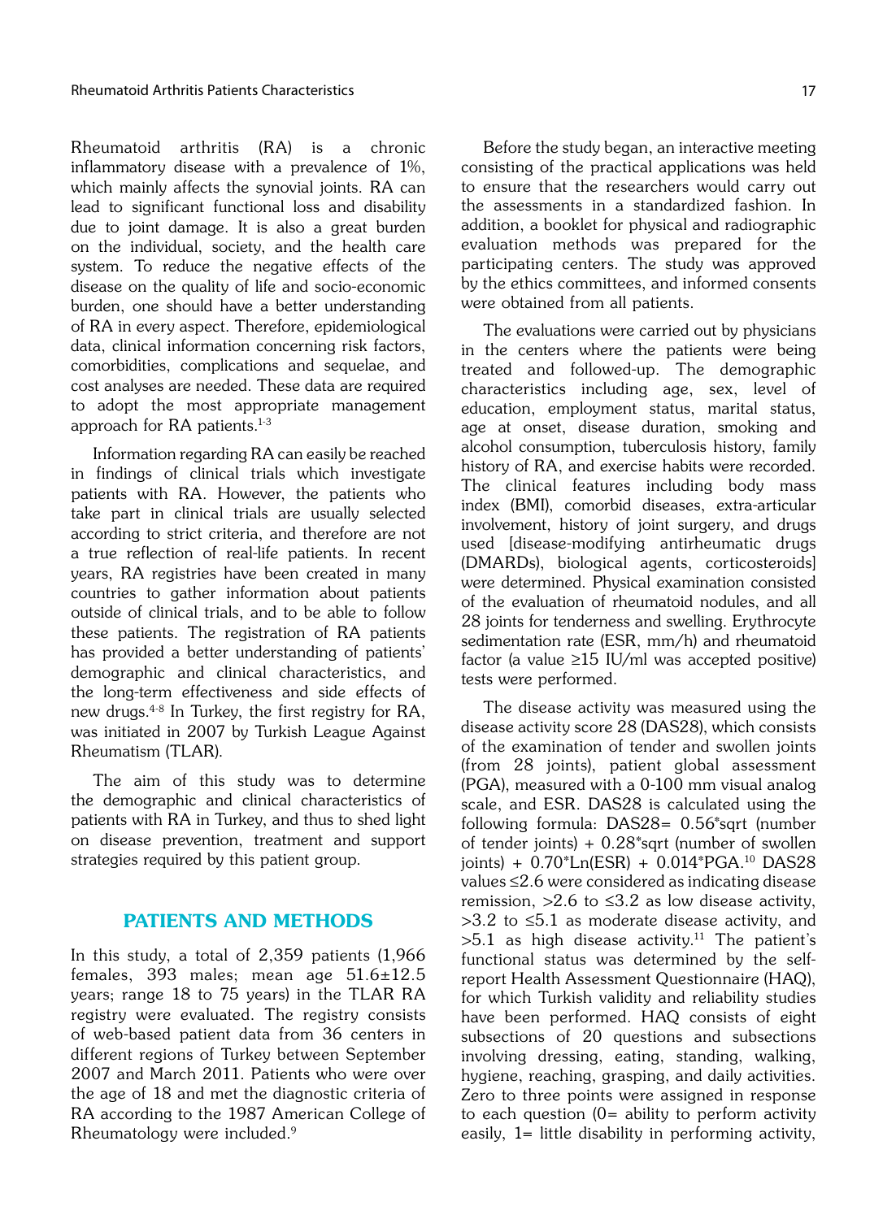Rheumatoid arthritis (RA) is a chronic inflammatory disease with a prevalence of 1%, which mainly affects the synovial joints. RA can lead to significant functional loss and disability due to joint damage. It is also a great burden on the individual, society, and the health care system. To reduce the negative effects of the disease on the quality of life and socio-economic burden, one should have a better understanding of RA in every aspect. Therefore, epidemiological data, clinical information concerning risk factors, comorbidities, complications and sequelae, and cost analyses are needed. These data are required to adopt the most appropriate management approach for RA patients.[1-3]

Information regarding RA can easily be reached in findings of clinical trials which investigate patients with RA. However, the patients who take part in clinical trials are usually selected according to strict criteria, and therefore are not a true reflection of real-life patients. In recent years, RA registries have been created in many countries to gather information about patients outside of clinical trials, and to be able to follow these patients. The registration of RA patients has provided a better understanding of patients' demographic and clinical characteristics, and the long-term effectiveness and side effects of new drugs.[4-8] In Turkey, the first registry for RA, was initiated in 2007 by Turkish League Against Rheumatism (TLAR).

The aim of this study was to determine the demographic and clinical characteristics of patients with RA in Turkey, and thus to shed light on disease prevention, treatment and support strategies required by this patient group.

## PATIENTS AND METHODS

In this study, a total of 2,359 patients (1,966 females, 393 males; mean age 51.6±12.5 years; range 18 to 75 years) in the TLAR RA registry were evaluated. The registry consists of web-based patient data from 36 centers in different regions of Turkey between September 2007 and March 2011. Patients who were over the age of 18 and met the diagnostic criteria of RA according to the 1987 American College of Rheumatology were included.[9]

Before the study began, an interactive meeting consisting of the practical applications was held to ensure that the researchers would carry out the assessments in a standardized fashion. In addition, a booklet for physical and radiographic evaluation methods was prepared for the participating centers. The study was approved by the ethics committees, and informed consents were obtained from all patients.

The evaluations were carried out by physicians in the centers where the patients were being treated and followed-up. The demographic characteristics including age, sex, level of education, employment status, marital status, age at onset, disease duration, smoking and alcohol consumption, tuberculosis history, family history of RA, and exercise habits were recorded. The clinical features including body mass index (BMI), comorbid diseases, extra-articular involvement, history of joint surgery, and drugs used [disease-modifying antirheumatic drugs (DMARDs), biological agents, corticosteroids] were determined. Physical examination consisted of the evaluation of rheumatoid nodules, and all 28 joints for tenderness and swelling. Erythrocyte sedimentation rate (ESR, mm/h) and rheumatoid factor (a value ≥15 IU/ml was accepted positive) tests were performed.

The disease activity was measured using the disease activity score 28 (DAS28), which consists of the examination of tender and swollen joints (from 28 joints), patient global assessment (PGA), measured with a 0-100 mm visual analog scale, and ESR. DAS28 is calculated using the following formula: DAS28= 0.56*sqrt (number of tender joints) + 0.28*sqrt (number of swollen joints) + 0.70*Ln(ESR) + 0.014*PGA.[10] DAS28 values ≤2.6 were considered as indicating disease remission, >2.6 to ≤3.2 as low disease activity, >3.2 to ≤5.1 as moderate disease activity, and >5.1 as high disease activity.[11] The patient's functional status was determined by the self-report Health Assessment Questionnaire (HAQ), for which Turkish validity and reliability studies have been performed. HAQ consists of eight subsections of 20 questions and subsections involving dressing, eating, standing, walking, hygiene, reaching, grasping, and daily activities. Zero to three points were assigned in response to each question (0= ability to perform activity easily, 1= little disability in performing activity,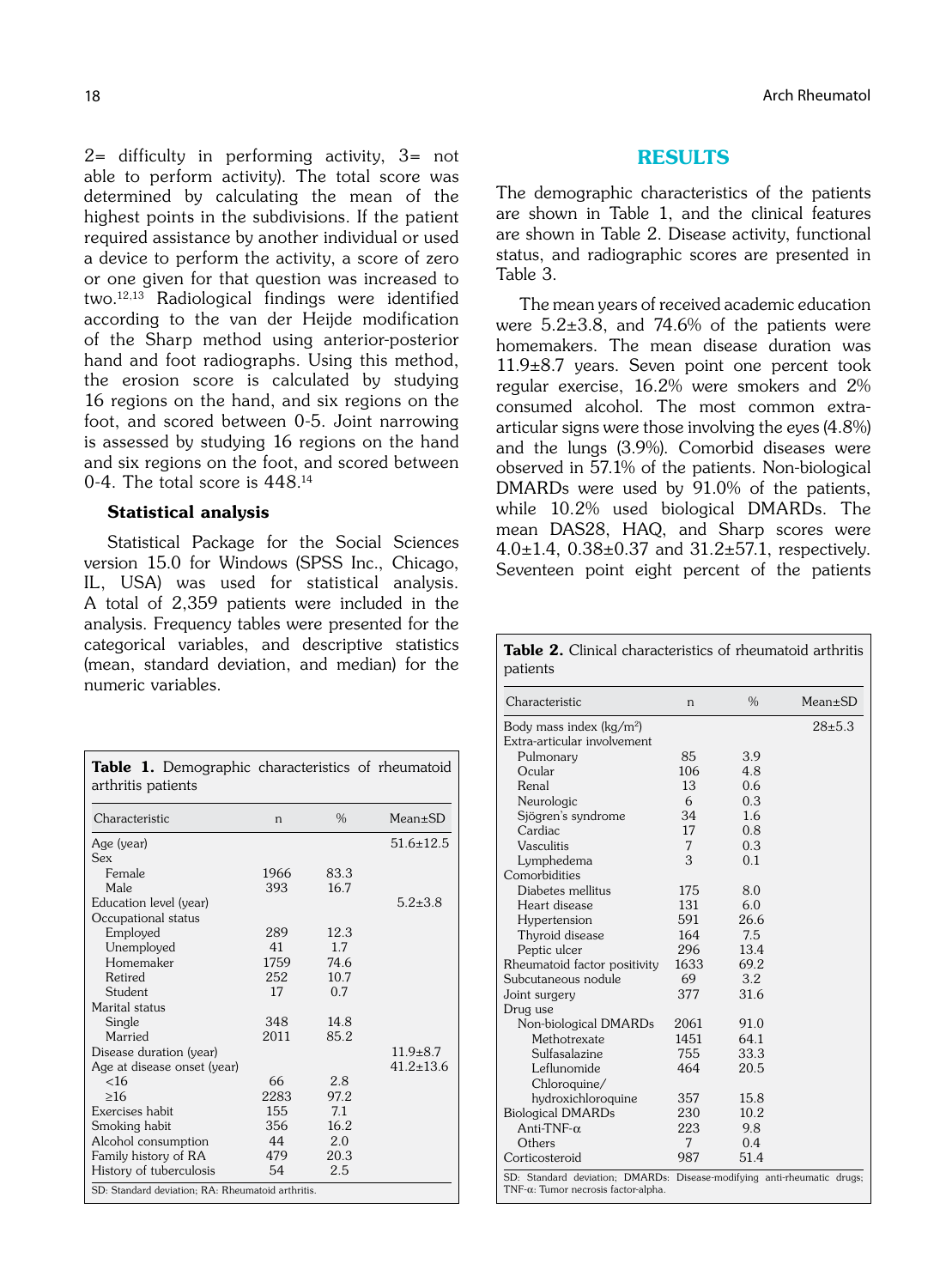2= difficulty in performing activity, 3= not able to perform activity). The total score was determined by calculating the mean of the highest points in the subdivisions. If the patient required assistance by another individual or used a device to perform the activity, a score of zero or one given for that question was increased to two.[12,13] Radiological findings were identified according to the van der Heijde modification of the Sharp method using anterior-posterior hand and foot radiographs. Using this method, the erosion score is calculated by studying 16 regions on the hand, and six regions on the foot, and scored between 0-5. Joint narrowing is assessed by studying 16 regions on the hand and six regions on the foot, and scored between 0-4. The total score is 448.[14]

### Statistical analysis

Statistical Package for the Social Sciences version 15.0 for Windows (SPSS Inc., Chicago, IL, USA) was used for statistical analysis. A total of 2,359 patients were included in the analysis. Frequency tables were presented for the categorical variables, and descriptive statistics (mean, standard deviation, and median) for the numeric variables.

**Table 1.** Demographic characteristics of rheumatoid arthritis patients

| Characteristic | n | % | Mean±SD |
|---|---|---|---|
| Age (year) | | | 51.6±12.5 |
| Sex | | | |
| Female | 1966 | 83.3 | |
| Male | 393 | 16.7 | |
| Education level (year) | | | 5.2±3.8 |
| Occupational status | | | |
| Employed | 289 | 12.3 | |
| Unemployed | 41 | 1.7 | |
| Homemaker | 1759 | 74.6 | |
| Retired | 252 | 10.7 | |
| Student | 17 | 0.7 | |
| Marital status | | | |
| Single | 348 | 14.8 | |
| Married | 2011 | 85.2 | |
| Disease duration (year) | | | 11.9±8.7 |
| Age at disease onset (year) | | | 41.2±13.6 |
| <16 | 66 | 2.8 | |
| ≥16 | 2283 | 97.2 | |
| Exercises habit | 155 | 7.1 | |
| Smoking habit | 356 | 16.2 | |
| Alcohol consumption | 44 | 2.0 | |
| Family history of RA | 479 | 20.3 | |
| History of tuberculosis | 54 | 2.5 | |

SD: Standard deviation; RA: Rheumatoid arthritis.

## RESULTS

The demographic characteristics of the patients are shown in Table 1, and the clinical features are shown in Table 2. Disease activity, functional status, and radiographic scores are presented in Table 3.

The mean years of received academic education were 5.2±3.8, and 74.6% of the patients were homemakers. The mean disease duration was 11.9±8.7 years. Seven point one percent took regular exercise, 16.2% were smokers and 2% consumed alcohol. The most common extra-articular signs were those involving the eyes (4.8%) and the lungs (3.9%). Comorbid diseases were observed in 57.1% of the patients. Non-biological DMARDs were used by 91.0% of the patients, while 10.2% used biological DMARDs. The mean DAS28, HAQ, and Sharp scores were 4.0±1.4, 0.38±0.37 and 31.2±57.1, respectively. Seventeen point eight percent of the patients

**Table 2.** Clinical characteristics of rheumatoid arthritis patients

| Characteristic | n | % | Mean±SD |
|---|---|---|---|
| Body mass index (kg/m$^2$) | | | 28±5.3 |
| Extra-articular involvement | | | |
| Pulmonary | 85 | 3.9 | |
| Ocular | 106 | 4.8 | |
| Renal | 13 | 0.6 | |
| Neurologic | 6 | 0.3 | |
| Sjögren's syndrome | 34 | 1.6 | |
| Cardiac | 17 | 0.8 | |
| Vasculitis | 7 | 0.3 | |
| Lymphedema | 3 | 0.1 | |
| Comorbidities | | | |
| Diabetes mellitus | 175 | 8.0 | |
| Heart disease | 131 | 6.0 | |
| Hypertension | 591 | 26.6 | |
| Thyroid disease | 164 | 7.5 | |
| Peptic ulcer | 296 | 13.4 | |
| Rheumatoid factor positivity | 1633 | 69.2 | |
| Subcutaneous nodule | 69 | 3.2 | |
| Joint surgery | 377 | 31.6 | |
| Drug use | | | |
| Non-biological DMARDs | 2061 | 91.0 | |
| Methotrexate | 1451 | 64.1 | |
| Sulfasalazine | 755 | 33.3 | |
| Leflunomide | 464 | 20.5 | |
| Chloroquine/ hydroxichloroquine | 357 | 15.8 | |
| Biological DMARDs | 230 | 10.2 | |
| Anti-TNF-α | 223 | 9.8 | |
| Others | 7 | 0.4 | |
| Corticosteroid | 987 | 51.4 | |

SD: Standard deviation; DMARDs: Disease-modifying anti-rheumatic drugs; TNF-α: Tumor necrosis factor-alpha.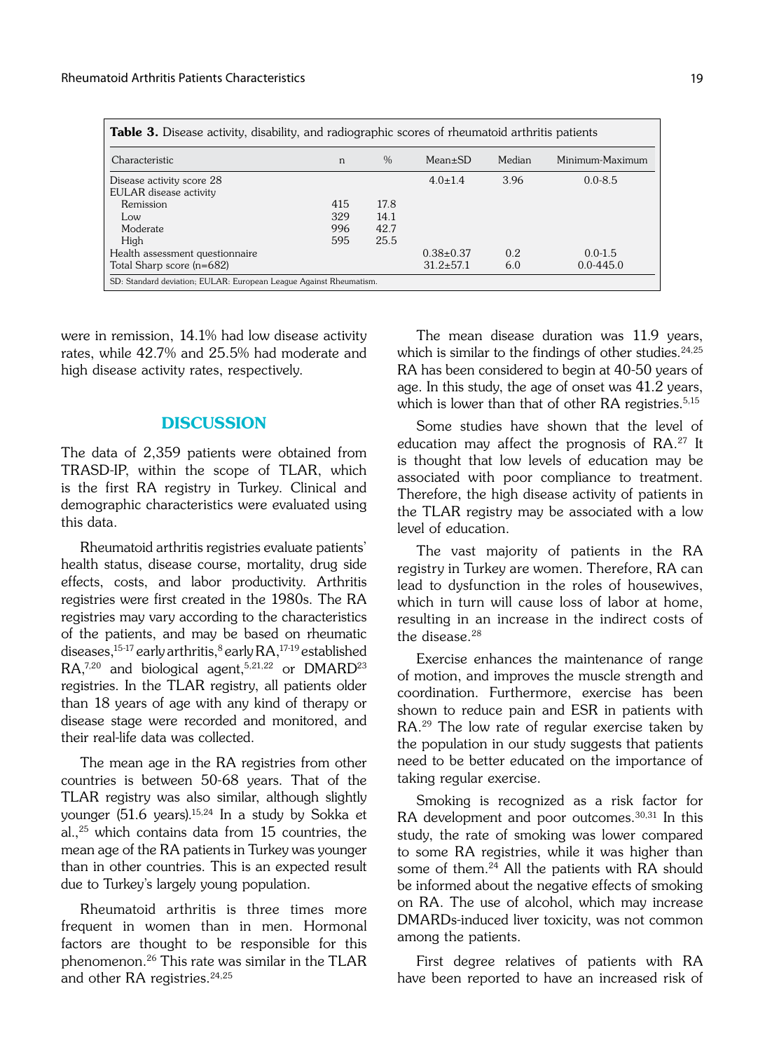**Table 3.** Disease activity, disability, and radiographic scores of rheumatoid arthritis patients

| Characteristic | n | % | Mean±SD | Median | Minimum-Maximum |
|---|---|---|---|---|---|
| Disease activity score 28 | | | 4.0±1.4 | 3.96 | 0.0-8.5 |
| EULAR disease activity | | | | | |
| Remission | 415 | 17.8 | | | |
| Low | 329 | 14.1 | | | |
| Moderate | 996 | 42.7 | | | |
| High | 595 | 25.5 | | | |
| Health assessment questionnaire | | | 0.38±0.37 | 0.2 | 0.0-1.5 |
| Total Sharp score (n=682) | | | 31.2±57.1 | 6.0 | 0.0-445.0 |

SD: Standard deviation; EULAR: European League Against Rheumatism.

were in remission, 14.1% had low disease activity rates, while 42.7% and 25.5% had moderate and high disease activity rates, respectively.

## DISCUSSION

The data of 2,359 patients were obtained from TRASD-IP, within the scope of TLAR, which is the first RA registry in Turkey. Clinical and demographic characteristics were evaluated using this data.

Rheumatoid arthritis registries evaluate patients' health status, disease course, mortality, drug side effects, costs, and labor productivity. Arthritis registries were first created in the 1980s. The RA registries may vary according to the characteristics of the patients, and may be based on rheumatic diseases,[15-17] early arthritis,[8] early RA,[17-19] established RA,[7,20] and biological agent,[5,21,22] or DMARD[23] registries. In the TLAR registry, all patients older than 18 years of age with any kind of therapy or disease stage were recorded and monitored, and their real-life data was collected.

The mean age in the RA registries from other countries is between 50-68 years. That of the TLAR registry was also similar, although slightly younger (51.6 years).[15,24] In a study by Sokka et al.,[25] which contains data from 15 countries, the mean age of the RA patients in Turkey was younger than in other countries. This is an expected result due to Turkey's largely young population.

Rheumatoid arthritis is three times more frequent in women than in men. Hormonal factors are thought to be responsible for this phenomenon.[26] This rate was similar in the TLAR and other RA registries.[24,25]

The mean disease duration was 11.9 years, which is similar to the findings of other studies.[24,25] RA has been considered to begin at 40-50 years of age. In this study, the age of onset was 41.2 years, which is lower than that of other RA registries.[5,15]

Some studies have shown that the level of education may affect the prognosis of RA.[27] It is thought that low levels of education may be associated with poor compliance to treatment. Therefore, the high disease activity of patients in the TLAR registry may be associated with a low level of education.

The vast majority of patients in the RA registry in Turkey are women. Therefore, RA can lead to dysfunction in the roles of housewives, which in turn will cause loss of labor at home, resulting in an increase in the indirect costs of the disease.[28]

Exercise enhances the maintenance of range of motion, and improves the muscle strength and coordination. Furthermore, exercise has been shown to reduce pain and ESR in patients with RA.[29] The low rate of regular exercise taken by the population in our study suggests that patients need to be better educated on the importance of taking regular exercise.

Smoking is recognized as a risk factor for RA development and poor outcomes.[30,31] In this study, the rate of smoking was lower compared to some RA registries, while it was higher than some of them.[24] All the patients with RA should be informed about the negative effects of smoking on RA. The use of alcohol, which may increase DMARDs-induced liver toxicity, was not common among the patients.

First degree relatives of patients with RA have been reported to have an increased risk of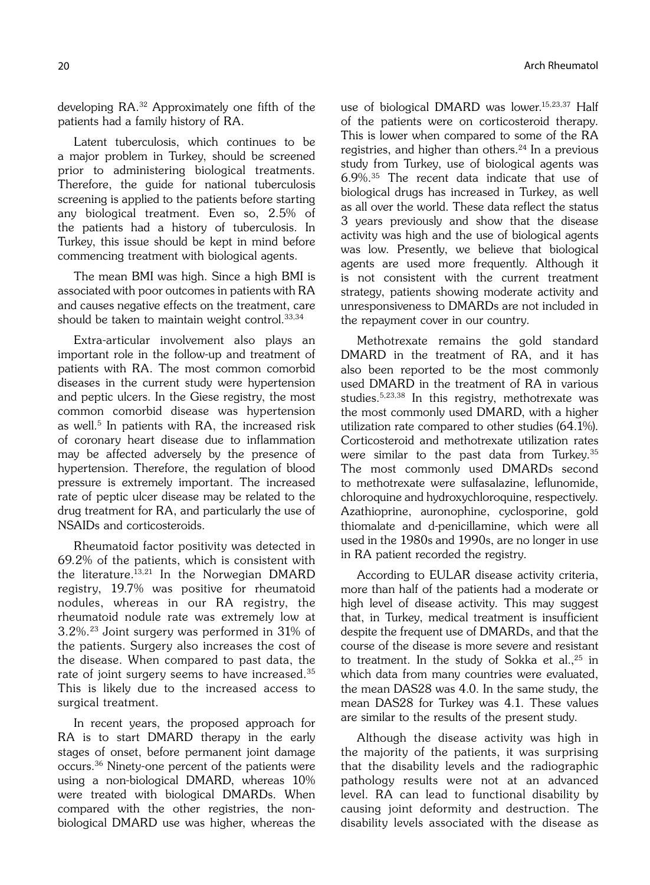developing RA.[32] Approximately one fifth of the patients had a family history of RA.

Latent tuberculosis, which continues to be a major problem in Turkey, should be screened prior to administering biological treatments. Therefore, the guide for national tuberculosis screening is applied to the patients before starting any biological treatment. Even so, 2.5% of the patients had a history of tuberculosis. In Turkey, this issue should be kept in mind before commencing treatment with biological agents.

The mean BMI was high. Since a high BMI is associated with poor outcomes in patients with RA and causes negative effects on the treatment, care should be taken to maintain weight control.[33,34]

Extra-articular involvement also plays an important role in the follow-up and treatment of patients with RA. The most common comorbid diseases in the current study were hypertension and peptic ulcers. In the Giese registry, the most common comorbid disease was hypertension as well.[5] In patients with RA, the increased risk of coronary heart disease due to inflammation may be affected adversely by the presence of hypertension. Therefore, the regulation of blood pressure is extremely important. The increased rate of peptic ulcer disease may be related to the drug treatment for RA, and particularly the use of NSAIDs and corticosteroids.

Rheumatoid factor positivity was detected in 69.2% of the patients, which is consistent with the literature.[13,21] In the Norwegian DMARD registry, 19.7% was positive for rheumatoid nodules, whereas in our RA registry, the rheumatoid nodule rate was extremely low at 3.2%.[23] Joint surgery was performed in 31% of the patients. Surgery also increases the cost of the disease. When compared to past data, the rate of joint surgery seems to have increased.[35] This is likely due to the increased access to surgical treatment.

In recent years, the proposed approach for RA is to start DMARD therapy in the early stages of onset, before permanent joint damage occurs.[36] Ninety-one percent of the patients were using a non-biological DMARD, whereas 10% were treated with biological DMARDs. When compared with the other registries, the non-biological DMARD use was higher, whereas the use of biological DMARD was lower.[15,23,37] Half of the patients were on corticosteroid therapy. This is lower when compared to some of the RA registries, and higher than others.[24] In a previous study from Turkey, use of biological agents was 6.9%.[35] The recent data indicate that use of biological drugs has increased in Turkey, as well as all over the world. These data reflect the status 3 years previously and show that the disease activity was high and the use of biological agents was low. Presently, we believe that biological agents are used more frequently. Although it is not consistent with the current treatment strategy, patients showing moderate activity and unresponsiveness to DMARDs are not included in the repayment cover in our country.

Methotrexate remains the gold standard DMARD in the treatment of RA, and it has also been reported to be the most commonly used DMARD in the treatment of RA in various studies.[5,23,38] In this registry, methotrexate was the most commonly used DMARD, with a higher utilization rate compared to other studies (64.1%). Corticosteroid and methotrexate utilization rates were similar to the past data from Turkey.[35] The most commonly used DMARDs second to methotrexate were sulfasalazine, leflunomide, chloroquine and hydroxychloroquine, respectively. Azathioprine, auronophine, cyclosporine, gold thiomalate and d-penicillamine, which were all used in the 1980s and 1990s, are no longer in use in RA patient recorded the registry.

According to EULAR disease activity criteria, more than half of the patients had a moderate or high level of disease activity. This may suggest that, in Turkey, medical treatment is insufficient despite the frequent use of DMARDs, and that the course of the disease is more severe and resistant to treatment. In the study of Sokka et al.,[25] in which data from many countries were evaluated, the mean DAS28 was 4.0. In the same study, the mean DAS28 for Turkey was 4.1. These values are similar to the results of the present study.

Although the disease activity was high in the majority of the patients, it was surprising that the disability levels and the radiographic pathology results were not at an advanced level. RA can lead to functional disability by causing joint deformity and destruction. The disability levels associated with the disease as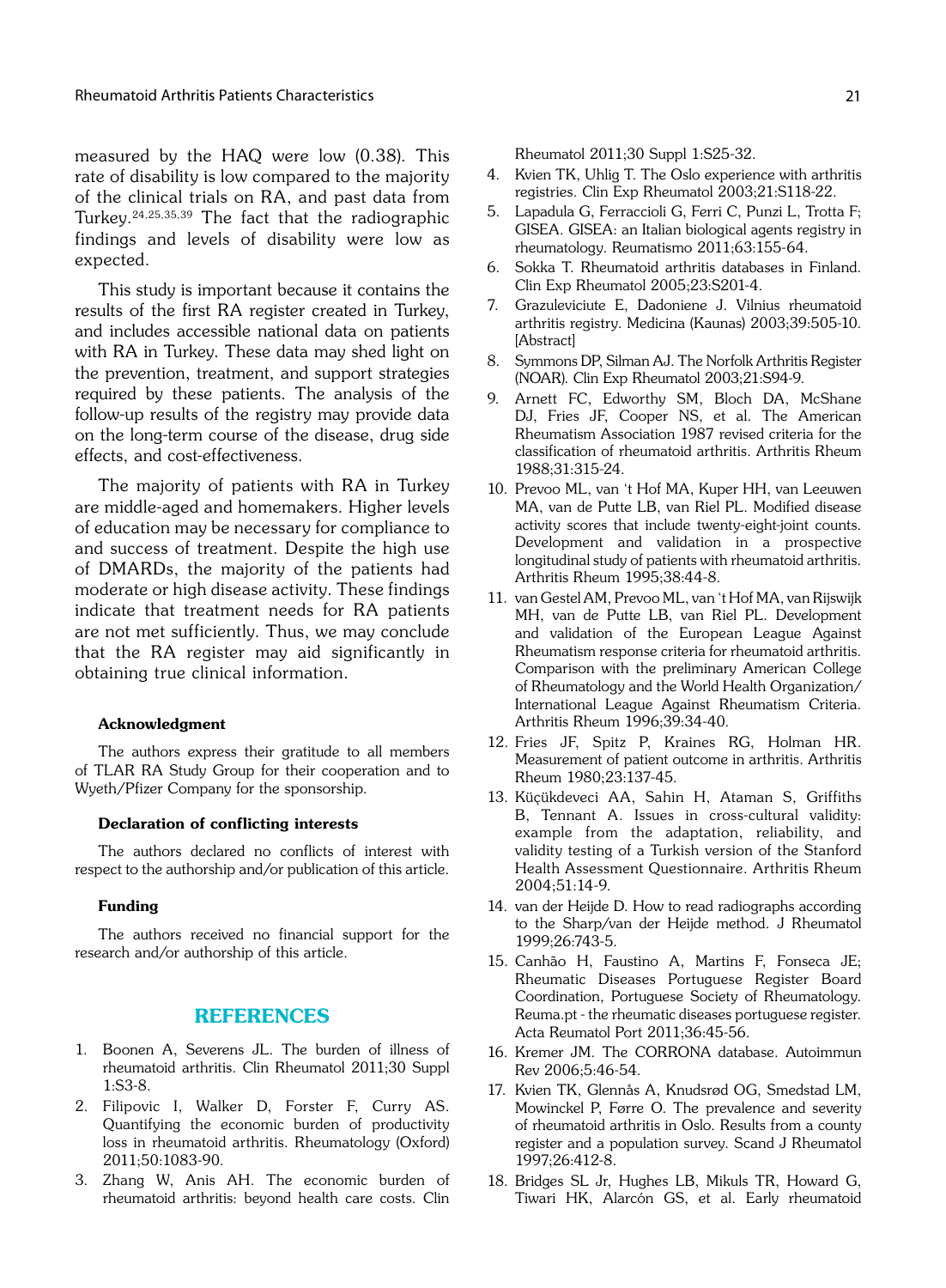measured by the HAQ were low (0.38). This rate of disability is low compared to the majority of the clinical trials on RA, and past data from Turkey.[24,25,35,39] The fact that the radiographic findings and levels of disability were low as expected.

This study is important because it contains the results of the first RA register created in Turkey, and includes accessible national data on patients with RA in Turkey. These data may shed light on the prevention, treatment, and support strategies required by these patients. The analysis of the follow-up results of the registry may provide data on the long-term course of the disease, drug side effects, and cost-effectiveness.

The majority of patients with RA in Turkey are middle-aged and homemakers. Higher levels of education may be necessary for compliance to and success of treatment. Despite the high use of DMARDs, the majority of the patients had moderate or high disease activity. These findings indicate that treatment needs for RA patients are not met sufficiently. Thus, we may conclude that the RA register may aid significantly in obtaining true clinical information.

#### Acknowledgment

The authors express their gratitude to all members of TLAR RA Study Group for their cooperation and to Wyeth/Pfizer Company for the sponsorship.

#### Declaration of conflicting interests

The authors declared no conflicts of interest with respect to the authorship and/or publication of this article.

#### Funding

The authors received no financial support for the research and/or authorship of this article.

## REFERENCES

1. Boonen A, Severens JL. The burden of illness of rheumatoid arthritis. Clin Rheumatol 2011;30 Suppl 1:S3-8.
2. Filipovic I, Walker D, Forster F, Curry AS. Quantifying the economic burden of productivity loss in rheumatoid arthritis. Rheumatology (Oxford) 2011;50:1083-90.
3. Zhang W, Anis AH. The economic burden of rheumatoid arthritis: beyond health care costs. Clin Rheumatol 2011;30 Suppl 1:S25-32.
4. Kvien TK, Uhlig T. The Oslo experience with arthritis registries. Clin Exp Rheumatol 2003;21:S118-22.
5. Lapadula G, Ferraccioli G, Ferri C, Punzi L, Trotta F; GISEA. GISEA: an Italian biological agents registry in rheumatology. Reumatismo 2011;63:155-64.
6. Sokka T. Rheumatoid arthritis databases in Finland. Clin Exp Rheumatol 2005;23:S201-4.
7. Grazuleviciute E, Dadoniene J. Vilnius rheumatoid arthritis registry. Medicina (Kaunas) 2003;39:505-10. [Abstract]
8. Symmons DP, Silman AJ. The Norfolk Arthritis Register (NOAR). Clin Exp Rheumatol 2003;21:S94-9.
9. Arnett FC, Edworthy SM, Bloch DA, McShane DJ, Fries JF, Cooper NS, et al. The American Rheumatism Association 1987 revised criteria for the classification of rheumatoid arthritis. Arthritis Rheum 1988;31:315-24.
10. Prevoo ML, van 't Hof MA, Kuper HH, van Leeuwen MA, van de Putte LB, van Riel PL. Modified disease activity scores that include twenty-eight-joint counts. Development and validation in a prospective longitudinal study of patients with rheumatoid arthritis. Arthritis Rheum 1995;38:44-8.
11. van Gestel AM, Prevoo ML, van 't Hof MA, van Rijswijk MH, van de Putte LB, van Riel PL. Development and validation of the European League Against Rheumatism response criteria for rheumatoid arthritis. Comparison with the preliminary American College of Rheumatology and the World Health Organization/ International League Against Rheumatism Criteria. Arthritis Rheum 1996;39:34-40.
12. Fries JF, Spitz P, Kraines RG, Holman HR. Measurement of patient outcome in arthritis. Arthritis Rheum 1980;23:137-45.
13. Küçükdeveci AA, Sahin H, Ataman S, Griffiths B, Tennant A. Issues in cross-cultural validity: example from the adaptation, reliability, and validity testing of a Turkish version of the Stanford Health Assessment Questionnaire. Arthritis Rheum 2004;51:14-9.
14. van der Heijde D. How to read radiographs according to the Sharp/van der Heijde method. J Rheumatol 1999;26:743-5.
15. Canhão H, Faustino A, Martins F, Fonseca JE; Rheumatic Diseases Portuguese Register Board Coordination, Portuguese Society of Rheumatology. Reuma.pt - the rheumatic diseases portuguese register. Acta Reumatol Port 2011;36:45-56.
16. Kremer JM. The CORRONA database. Autoimmun Rev 2006;5:46-54.
17. Kvien TK, Glennås A, Knudsrød OG, Smedstad LM, Mowinckel P, Førre O. The prevalence and severity of rheumatoid arthritis in Oslo. Results from a county register and a population survey. Scand J Rheumatol 1997;26:412-8.
18. Bridges SL Jr, Hughes LB, Mikuls TR, Howard G, Tiwari HK, Alarcón GS, et al. Early rheumatoid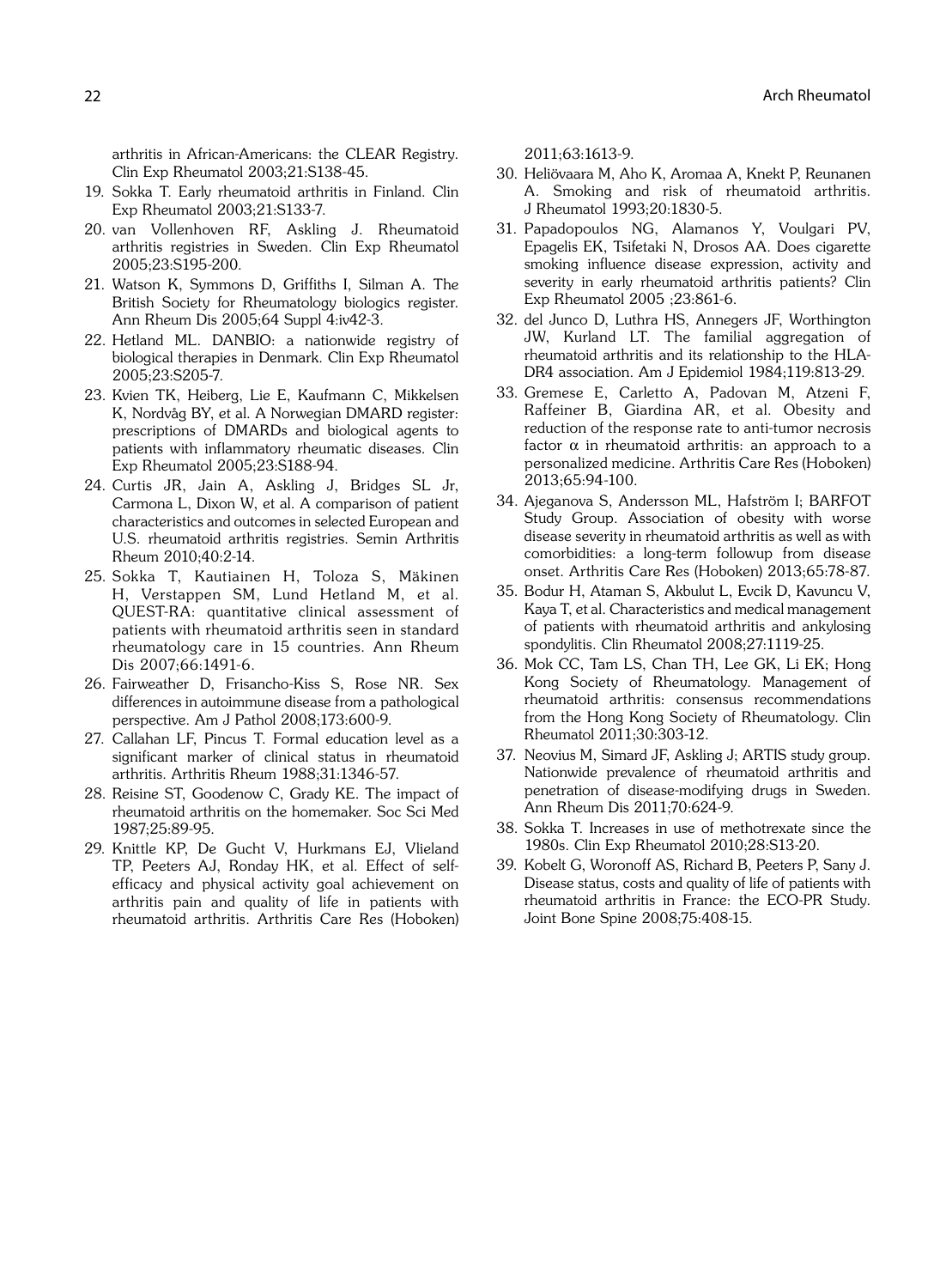arthritis in African-Americans: the CLEAR Registry. Clin Exp Rheumatol 2003;21:S138-45.

19. Sokka T. Early rheumatoid arthritis in Finland. Clin Exp Rheumatol 2003;21:S133-7.
20. van Vollenhoven RF, Askling J. Rheumatoid arthritis registries in Sweden. Clin Exp Rheumatol 2005;23:S195-200.
21. Watson K, Symmons D, Griffiths I, Silman A. The British Society for Rheumatology biologics register. Ann Rheum Dis 2005;64 Suppl 4:iv42-3.
22. Hetland ML. DANBIO: a nationwide registry of biological therapies in Denmark. Clin Exp Rheumatol 2005;23:S205-7.
23. Kvien TK, Heiberg, Lie E, Kaufmann C, Mikkelsen K, Nordvåg BY, et al. A Norwegian DMARD register: prescriptions of DMARDs and biological agents to patients with inflammatory rheumatic diseases. Clin Exp Rheumatol 2005;23:S188-94.
24. Curtis JR, Jain A, Askling J, Bridges SL Jr, Carmona L, Dixon W, et al. A comparison of patient characteristics and outcomes in selected European and U.S. rheumatoid arthritis registries. Semin Arthritis Rheum 2010;40:2-14.
25. Sokka T, Kautiainen H, Toloza S, Mäkinen H, Verstappen SM, Lund Hetland M, et al. QUEST-RA: quantitative clinical assessment of patients with rheumatoid arthritis seen in standard rheumatology care in 15 countries. Ann Rheum Dis 2007;66:1491-6.
26. Fairweather D, Frisancho-Kiss S, Rose NR. Sex differences in autoimmune disease from a pathological perspective. Am J Pathol 2008;173:600-9.
27. Callahan LF, Pincus T. Formal education level as a significant marker of clinical status in rheumatoid arthritis. Arthritis Rheum 1988;31:1346-57.
28. Reisine ST, Goodenow C, Grady KE. The impact of rheumatoid arthritis on the homemaker. Soc Sci Med 1987;25:89-95.
29. Knittle KP, De Gucht V, Hurkmans EJ, Vlieland TP, Peeters AJ, Ronday HK, et al. Effect of self-efficacy and physical activity goal achievement on arthritis pain and quality of life in patients with rheumatoid arthritis. Arthritis Care Res (Hoboken) 2011;63:1613-9.
30. Heliövaara M, Aho K, Aromaa A, Knekt P, Reunanen A. Smoking and risk of rheumatoid arthritis. J Rheumatol 1993;20:1830-5.
31. Papadopoulos NG, Alamanos Y, Voulgari PV, Epagelis EK, Tsifetaki N, Drosos AA. Does cigarette smoking influence disease expression, activity and severity in early rheumatoid arthritis patients? Clin Exp Rheumatol 2005 ;23:861-6.
32. del Junco D, Luthra HS, Annegers JF, Worthington JW, Kurland LT. The familial aggregation of rheumatoid arthritis and its relationship to the HLA-DR4 association. Am J Epidemiol 1984;119:813-29.
33. Gremese E, Carletto A, Padovan M, Atzeni F, Raffeiner B, Giardina AR, et al. Obesity and reduction of the response rate to anti-tumor necrosis factor $\alpha$ in rheumatoid arthritis: an approach to a personalized medicine. Arthritis Care Res (Hoboken) 2013;65:94-100.
34. Ajeganova S, Andersson ML, Hafström I; BARFOT Study Group. Association of obesity with worse disease severity in rheumatoid arthritis as well as with comorbidities: a long-term followup from disease onset. Arthritis Care Res (Hoboken) 2013;65:78-87.
35. Bodur H, Ataman S, Akbulut L, Evcik D, Kavuncu V, Kaya T, et al. Characteristics and medical management of patients with rheumatoid arthritis and ankylosing spondylitis. Clin Rheumatol 2008;27:1119-25.
36. Mok CC, Tam LS, Chan TH, Lee GK, Li EK; Hong Kong Society of Rheumatology. Management of rheumatoid arthritis: consensus recommendations from the Hong Kong Society of Rheumatology. Clin Rheumatol 2011;30:303-12.
37. Neovius M, Simard JF, Askling J; ARTIS study group. Nationwide prevalence of rheumatoid arthritis and penetration of disease-modifying drugs in Sweden. Ann Rheum Dis 2011;70:624-9.
38. Sokka T. Increases in use of methotrexate since the 1980s. Clin Exp Rheumatol 2010;28:S13-20.
39. Kobelt G, Woronoff AS, Richard B, Peeters P, Sany J. Disease status, costs and quality of life of patients with rheumatoid arthritis in France: the ECO-PR Study. Joint Bone Spine 2008;75:408-15.